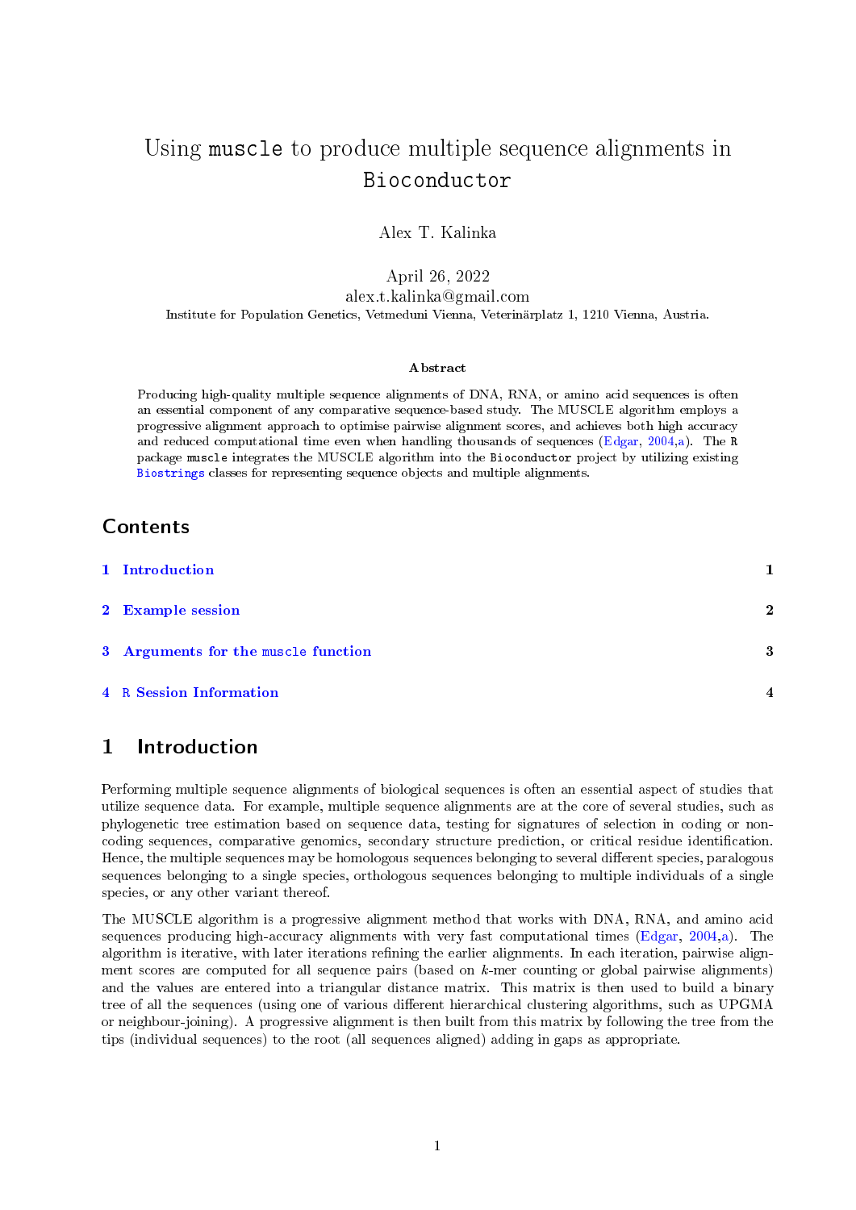# Using `muscle` to produce multiple sequence alignments in `Bioconductor`

Alex T. Kalinka

April 26, 2022

alex.t.kalinka@gmail.com

Institute for Population Genetics, Vetmeduni Vienna, Veterinärplatz 1, 1210 Vienna, Austria.

**Abstract**

Producing high-quality multiple sequence alignments of DNA, RNA, or amino acid sequences is often an essential component of any comparative sequence-based study. The MUSCLE algorithm employs a progressive alignment approach to optimise pairwise alignment scores, and achieves both high accuracy and reduced computational time even when handling thousands of sequences (Edgar, 2004,a). The `R` package `muscle` integrates the MUSCLE algorithm into the `Bioconductor` project by utilizing existing `Biostrings` classes for representing sequence objects and multiple alignments.

## Contents

1 Introduction ... 1

2 Example session ... 2

3 Arguments for the `muscle` function ... 3

4 `R` Session Information ... 4

## 1 Introduction

Performing multiple sequence alignments of biological sequences is often an essential aspect of studies that utilize sequence data. For example, multiple sequence alignments are at the core of several studies, such as phylogenetic tree estimation based on sequence data, testing for signatures of selection in coding or non-coding sequences, comparative genomics, secondary structure prediction, or critical residue identification. Hence, the multiple sequences may be homologous sequences belonging to several different species, paralogous sequences belonging to a single species, orthologous sequences belonging to multiple individuals of a single species, or any other variant thereof.

The MUSCLE algorithm is a progressive alignment method that works with DNA, RNA, and amino acid sequences producing high-accuracy alignments with very fast computational times (Edgar, 2004,a). The algorithm is iterative, with later iterations refining the earlier alignments. In each iteration, pairwise alignment scores are computed for all sequence pairs (based on $k$-mer counting or global pairwise alignments) and the values are entered into a triangular distance matrix. This matrix is then used to build a binary tree of all the sequences (using one of various different hierarchical clustering algorithms, such as UPGMA or neighbour-joining). A progressive alignment is then built from this matrix by following the tree from the tips (individual sequences) to the root (all sequences aligned) adding in gaps as appropriate.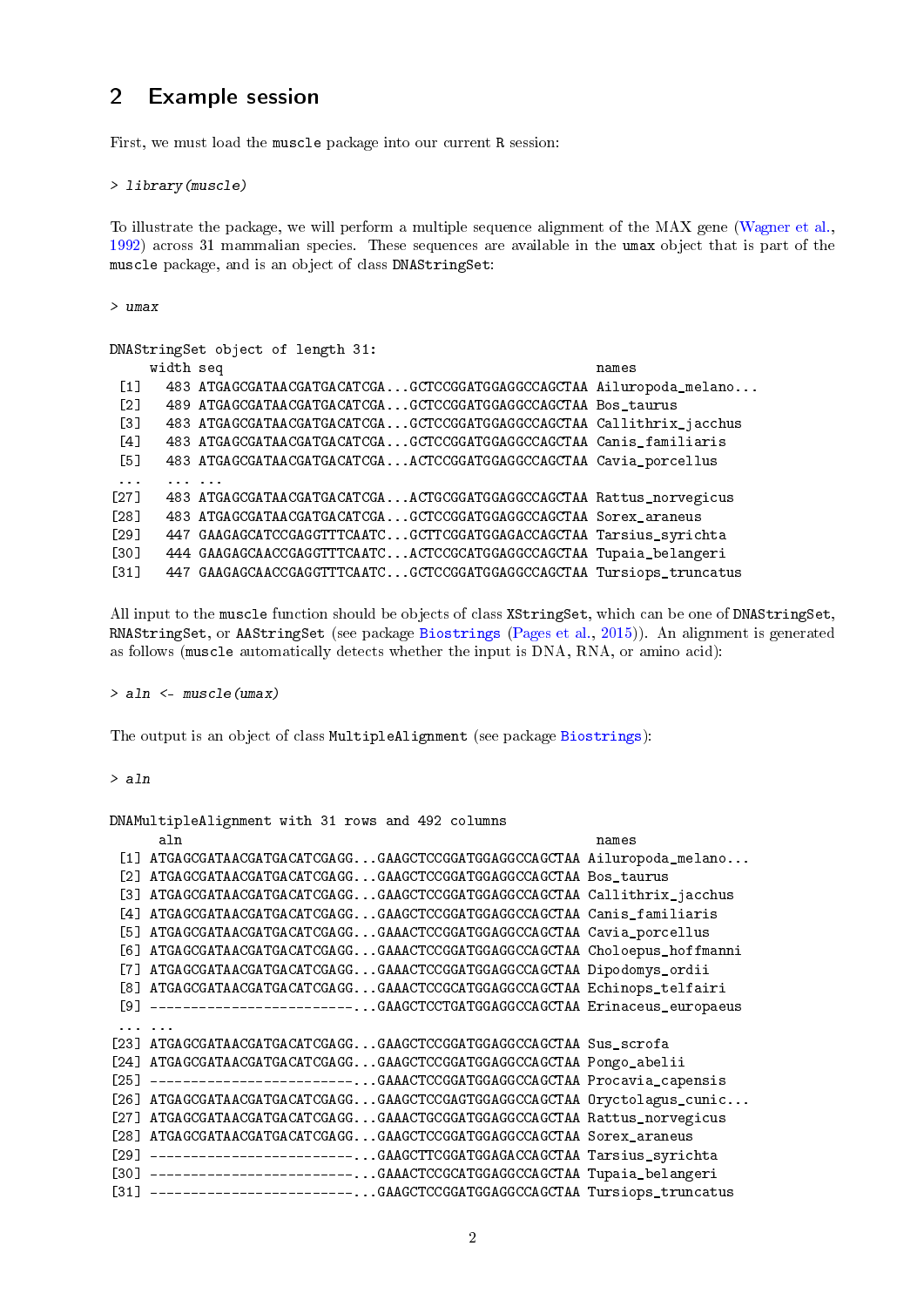## 2 Example session

First, we must load the muscle package into our current R session:

```
> library(muscle)
```

To illustrate the package, we will perform a multiple sequence alignment of the MAX gene (Wagner et al., 1992) across 31 mammalian species. These sequences are available in the umax object that is part of the muscle package, and is an object of class DNAStringSet:

```
> umax
```

```
DNAStringSet object of length 31:
     width seq                                                names
 [1]   483 ATGAGCGATAACGATGACATCGA...GCTCCGGATGGAGGCCAGCTAA Ailuropoda_melano...
 [2]   489 ATGAGCGATAACGATGACATCGA...GCTCCGGATGGAGGCCAGCTAA Bos_taurus
 [3]   483 ATGAGCGATAACGATGACATCGA...GCTCCGGATGGAGGCCAGCTAA Callithrix_jacchus
 [4]   483 ATGAGCGATAACGATGACATCGA...GCTCCGGATGGAGGCCAGCTAA Canis_familiaris
 [5]   483 ATGAGCGATAACGATGACATCGA...ACTCCGGATGGAGGCCAGCTAA Cavia_porcellus
 ...   ... ...
[27]   483 ATGAGCGATAACGATGACATCGA...ACTGCGGATGGAGGCCAGCTAA Rattus_norvegicus
[28]   483 ATGAGCGATAACGATGACATCGA...GCTCCGGATGGAGGCCAGCTAA Sorex_araneus
[29]   447 GAAGAGCATCCGAGGTTTCAATC...GCTTCGGATGGAGACCAGCTAA Tarsius_syrichta
[30]   444 GAAGAGCAACCGAGGTTTCAATC...ACTCCGCATGGAGGCCAGCTAA Tupaia_belangeri
[31]   447 GAAGAGCAACCGAGGTTTCAATC...GCTCCGGATGGAGGCCAGCTAA Tursiops_truncatus
```

All input to the muscle function should be objects of class XStringSet, which can be one of DNAStringSet, RNAStringSet, or AAStringSet (see package Biostrings (Pages et al., 2015)). An alignment is generated as follows (muscle automatically detects whether the input is DNA, RNA, or amino acid):

```
> aln <- muscle(umax)
```

The output is an object of class MultipleAlignment (see package Biostrings):

```
> aln
```

```
DNAMultipleAlignment with 31 rows and 492 columns
      aln                                                  names
 [1] ATGAGCGATAACGATGACATCGAGG...GAAGCTCCGGATGGAGGCCAGCTAA Ailuropoda_melano...
 [2] ATGAGCGATAACGATGACATCGAGG...GAAGCTCCGGATGGAGGCCAGCTAA Bos_taurus
 [3] ATGAGCGATAACGATGACATCGAGG...GAAGCTCCGGATGGAGGCCAGCTAA Callithrix_jacchus
 [4] ATGAGCGATAACGATGACATCGAGG...GAAGCTCCGGATGGAGGCCAGCTAA Canis_familiaris
 [5] ATGAGCGATAACGATGACATCGAGG...GAAACTCCGGATGGAGGCCAGCTAA Cavia_porcellus
 [6] ATGAGCGATAACGATGACATCGAGG...GAAACTCCGGATGGAGGCCAGCTAA Choloepus_hoffmanni
 [7] ATGAGCGATAACGATGACATCGAGG...GAAACTCCGGATGGAGGCCAGCTAA Dipodomys_ordii
 [8] ATGAGCGATAACGATGACATCGAGG...GAAACTCCGCATGGAGGCCAGCTAA Echinops_telfairi
 [9] -------------------------...GAAGCTCCTGATGGAGGCCAGCTAA Erinaceus_europaeus
 ... ...
[23] ATGAGCGATAACGATGACATCGAGG...GAAGCTCCGGATGGAGGCCAGCTAA Sus_scrofa
[24] ATGAGCGATAACGATGACATCGAGG...GAAGCTCCGGATGGAGGCCAGCTAA Pongo_abelii
[25] -------------------------...GAAACTCCGGATGGAGGCCAGCTAA Procavia_capensis
[26] ATGAGCGATAACGATGACATCGAGG...GAAGCTCCGAGTGGAGGCCAGCTAA Oryctolagus_cunic...
[27] ATGAGCGATAACGATGACATCGAGG...GAAACTGCGGATGGAGGCCAGCTAA Rattus_norvegicus
[28] ATGAGCGATAACGATGACATCGAGG...GAAGCTCCGGATGGAGGCCAGCTAA Sorex_araneus
[29] -------------------------...GAAGCTTCGGATGGAGACCAGCTAA Tarsius_syrichta
[30] -------------------------...GAAACTCCGCATGGAGGCCAGCTAA Tupaia_belangeri
[31] -------------------------...GAAGCTCCGGATGGAGGCCAGCTAA Tursiops_truncatus
```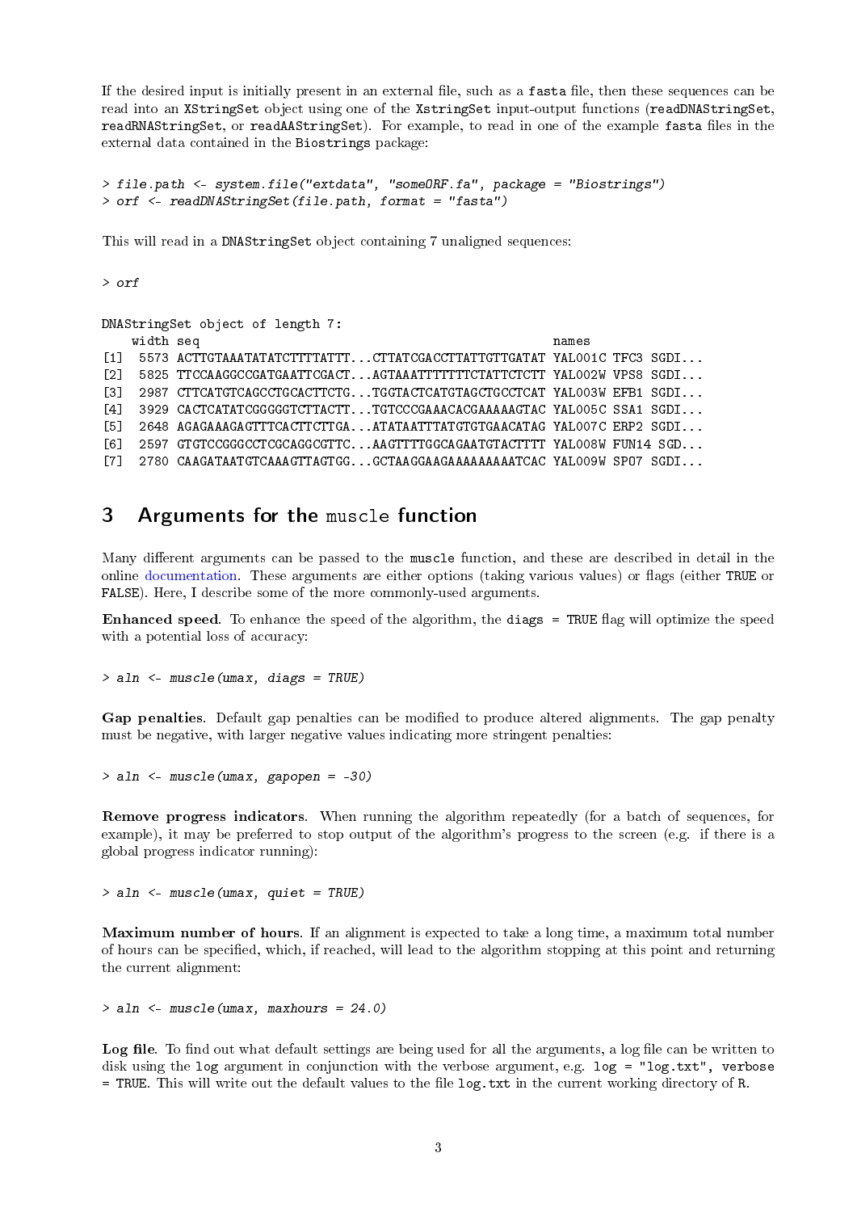If the desired input is initially present in an external file, such as a `fasta` file, then these sequences can be read into an `XStringSet` object using one of the `XstringSet` input-output functions (`readDNAStringSet`, `readRNAStringSet`, or `readAAStringSet`). For example, to read in one of the example `fasta` files in the external data contained in the `Biostrings` package:

```
> file.path <- system.file("extdata", "someORF.fa", package = "Biostrings")
> orf <- readDNAStringSet(file.path, format = "fasta")
```

This will read in a `DNAStringSet` object containing 7 unaligned sequences:

```
> orf
```

```
DNAStringSet object of length 7:
    width seq                                               names
[1]  5573 ACTTGTAAATATATCTTTTATTT...CTTATCGACCTTATTGTTGATAT YAL001C TFC3 SGDI...
[2]  5825 TTCCAAGGCCGATGAATTCGACT...AGTAAATTTTTTTCTATTCTCTT YAL002W VPS8 SGDI...
[3]  2987 CTTCATGTCAGCCTGCACTTCTG...TGGTACTCATGTAGCTGCCTCAT YAL003W EFB1 SGDI...
[4]  3929 CACTCATATCGGGGGTCTTACTT...TGTCCCGAAACACGAAAAAGTAC YAL005C SSA1 SGDI...
[5]  2648 AGAGAAAGAGTTTCACTTCTTGA...ATATAATTTATGTGTGAACATAG YAL007C ERP2 SGDI...
[6]  2597 GTGTCCGGGCCTCGCAGGCGTTC...AAGTTTTGGCAGAATGTACTTTT YAL008W FUN14 SGD...
[7]  2780 CAAGATAATGTCAAAGTTAGTGG...GCTAAGGAAGAAAAAAAAATCAC YAL009W SPO7 SGDI...
```

## 3 Arguments for the `muscle` function

Many different arguments can be passed to the `muscle` function, and these are described in detail in the online documentation. These arguments are either options (taking various values) or flags (either `TRUE` or `FALSE`). Here, I describe some of the more commonly-used arguments.

**Enhanced speed**. To enhance the speed of the algorithm, the `diags = TRUE` flag will optimize the speed with a potential loss of accuracy:

```
> aln <- muscle(umax, diags = TRUE)
```

**Gap penalties**. Default gap penalties can be modified to produce altered alignments. The gap penalty must be negative, with larger negative values indicating more stringent penalties:

```
> aln <- muscle(umax, gapopen = -30)
```

**Remove progress indicators**. When running the algorithm repeatedly (for a batch of sequences, for example), it may be preferred to stop output of the algorithm's progress to the screen (e.g. if there is a global progress indicator running):

```
> aln <- muscle(umax, quiet = TRUE)
```

**Maximum number of hours**. If an alignment is expected to take a long time, a maximum total number of hours can be specified, which, if reached, will lead to the algorithm stopping at this point and returning the current alignment:

```
> aln <- muscle(umax, maxhours = 24.0)
```

**Log file**. To find out what default settings are being used for all the arguments, a log file can be written to disk using the `log` argument in conjunction with the verbose argument, e.g. `log = "log.txt", verbose = TRUE`. This will write out the default values to the file `log.txt` in the current working directory of `R`.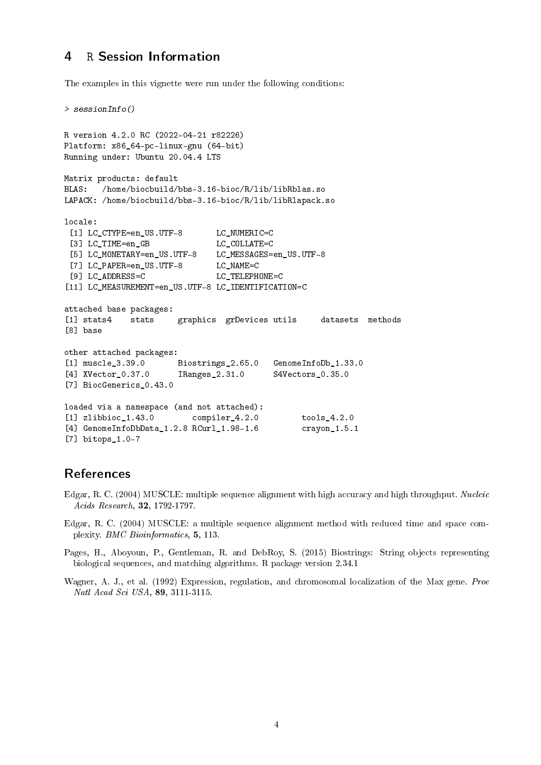## 4 R Session Information

The examples in this vignette were run under the following conditions:

```
> sessionInfo()

R version 4.2.0 RC (2022-04-21 r82226)
Platform: x86_64-pc-linux-gnu (64-bit)
Running under: Ubuntu 20.04.4 LTS

Matrix products: default
BLAS:   /home/biocbuild/bbs-3.16-bioc/R/lib/libRblas.so
LAPACK: /home/biocbuild/bbs-3.16-bioc/R/lib/libRlapack.so

locale:
 [1] LC_CTYPE=en_US.UTF-8       LC_NUMERIC=C
 [3] LC_TIME=en_GB              LC_COLLATE=C
 [5] LC_MONETARY=en_US.UTF-8    LC_MESSAGES=en_US.UTF-8
 [7] LC_PAPER=en_US.UTF-8       LC_NAME=C
 [9] LC_ADDRESS=C               LC_TELEPHONE=C
[11] LC_MEASUREMENT=en_US.UTF-8 LC_IDENTIFICATION=C

attached base packages:
[1] stats4    stats     graphics  grDevices utils     datasets  methods
[8] base

other attached packages:
[1] muscle_3.39.0       Biostrings_2.65.0   GenomeInfoDb_1.33.0
[4] XVector_0.37.0      IRanges_2.31.0      S4Vectors_0.35.0
[7] BiocGenerics_0.43.0

loaded via a namespace (and not attached):
[1] zlibbioc_1.43.0        compiler_4.2.0         tools_4.2.0
[4] GenomeInfoDbData_1.2.8 RCurl_1.98-1.6         crayon_1.5.1
[7] bitops_1.0-7
```

## References

Edgar, R. C. (2004) MUSCLE: multiple sequence alignment with high accuracy and high throughput. *Nucleic Acids Research*, **32**, 1792-1797.

Edgar, R. C. (2004) MUSCLE: a multiple sequence alignment method with reduced time and space complexity. *BMC Bioinformatics*, **5**, 113.

Pages, H., Aboyoun, P., Gentleman, R. and DebRoy, S. (2015) Biostrings: String objects representing biological sequences, and matching algorithms. R package version 2.34.1

Wagner, A. J., et al. (1992) Expression, regulation, and chromosomal localization of the Max gene. *Proc Natl Acad Sci USA*, **89**, 3111-3115.